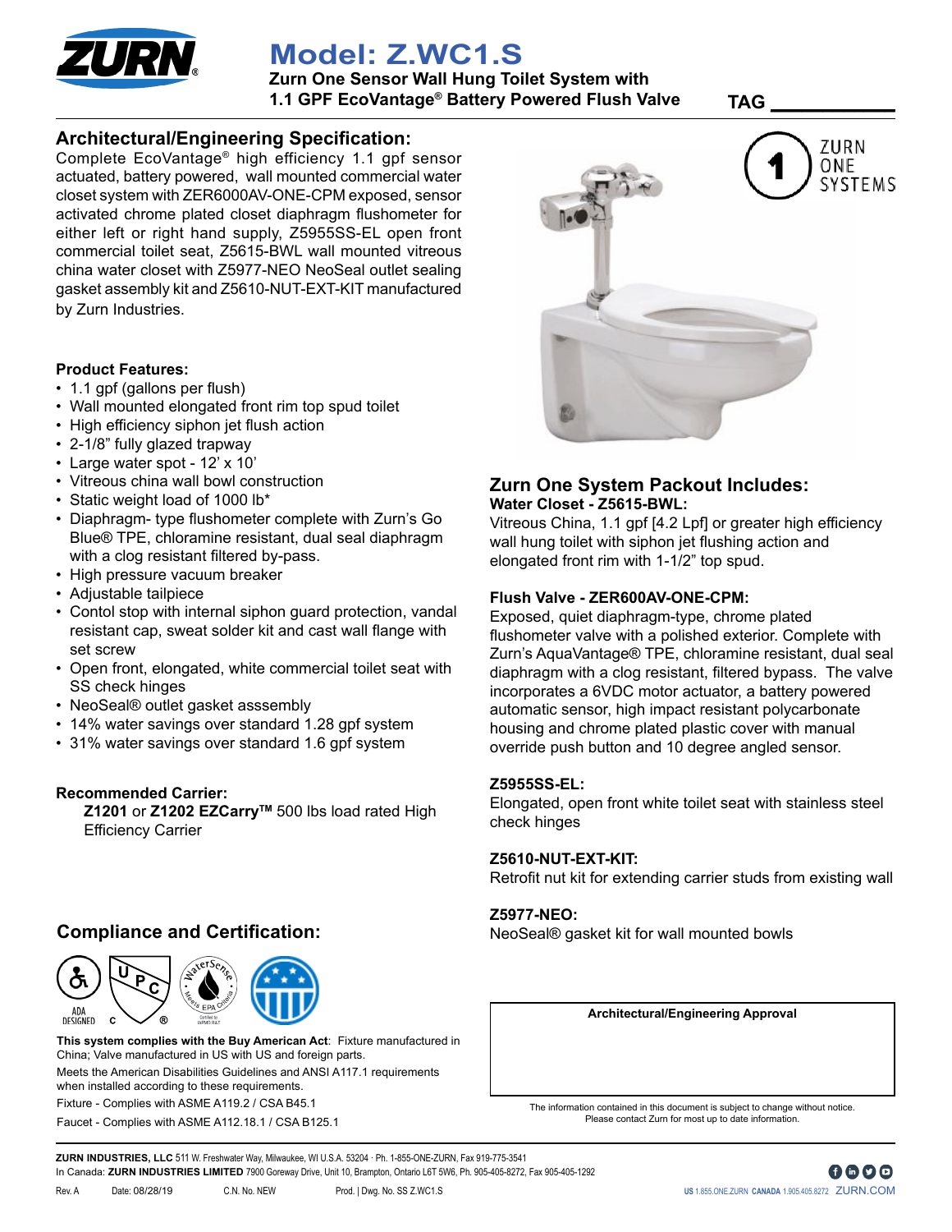# Model: Z.WC1.S

**Zurn One Sensor Wall Hung Toilet System with 1.1 GPF EcoVantage® Battery Powered Flush Valve**

TAG ____________

## Architectural/Engineering Specification:

Complete EcoVantage® high efficiency 1.1 gpf sensor actuated, battery powered, wall mounted commercial water closet system with ZER6000AV-ONE-CPM exposed, sensor activated chrome plated closet diaphragm flushometer for either left or right hand supply, Z5955SS-EL open front commercial toilet seat, Z5615-BWL wall mounted vitreous china water closet with Z5977-NEO NeoSeal outlet sealing gasket assembly kit and Z5610-NUT-EXT-KIT manufactured by Zurn Industries.

### Product Features:

- 1.1 gpf (gallons per flush)
- Wall mounted elongated front rim top spud toilet
- High efficiency siphon jet flush action
- 2-1/8" fully glazed trapway
- Large water spot - 12' x 10'
- Vitreous china wall bowl construction
- Static weight load of 1000 lb*
- Diaphragm- type flushometer complete with Zurn's Go Blue® TPE, chloramine resistant, dual seal diaphragm with a clog resistant filtered by-pass.
- High pressure vacuum breaker
- Adjustable tailpiece
- Contol stop with internal siphon guard protection, vandal resistant cap, sweat solder kit and cast wall flange with set screw
- Open front, elongated, white commercial toilet seat with SS check hinges
- NeoSeal® outlet gasket asssembly
- 14% water savings over standard 1.28 gpf system
- 31% water savings over standard 1.6 gpf system

### Recommended Carrier:

**Z1201** or **Z1202 EZCarry™** 500 lbs load rated High Efficiency Carrier

## Zurn One System Packout Includes:

**Water Closet - Z5615-BWL:**
Vitreous China, 1.1 gpf [4.2 Lpf] or greater high efficiency wall hung toilet with siphon jet flushing action and elongated front rim with 1-1/2" top spud.

**Flush Valve - ZER600AV-ONE-CPM:**
Exposed, quiet diaphragm-type, chrome plated flushometer valve with a polished exterior. Complete with Zurn's AquaVantage® TPE, chloramine resistant, dual seal diaphragm with a clog resistant, filtered bypass. The valve incorporates a 6VDC motor actuator, a battery powered automatic sensor, high impact resistant polycarbonate housing and chrome plated plastic cover with manual override push button and 10 degree angled sensor.

**Z5955SS-EL:**
Elongated, open front white toilet seat with stainless steel check hinges

**Z5610-NUT-EXT-KIT:**
Retrofit nut kit for extending carrier studs from existing wall

**Z5977-NEO:**
NeoSeal® gasket kit for wall mounted bowls

## Compliance and Certification:

**This system complies with the Buy American Act**: Fixture manufactured in China; Valve manufactured in US with US and foreign parts.

Meets the American Disabilities Guidelines and ANSI A117.1 requirements when installed according to these requirements.

Fixture - Complies with ASME A119.2 / CSA B45.1

Faucet - Complies with ASME A112.18.1 / CSA B125.1

**Architectural/Engineering Approval**

The information contained in this document is subject to change without notice. Please contact Zurn for most up to date information.

**ZURN INDUSTRIES, LLC** 511 W. Freshwater Way, Milwaukee, WI U.S.A. 53204 · Ph. 1-855-ONE-ZURN, Fax 919-775-3541
In Canada: **ZURN INDUSTRIES LIMITED** 7900 Goreway Drive, Unit 10, Brampton, Ontario L6T 5W6, Ph. 905-405-8272, Fax 905-405-1292

Rev. A | Date: 08/28/19 | C.N. No. NEW | Prod. | Dwg. No. SS Z.WC1.S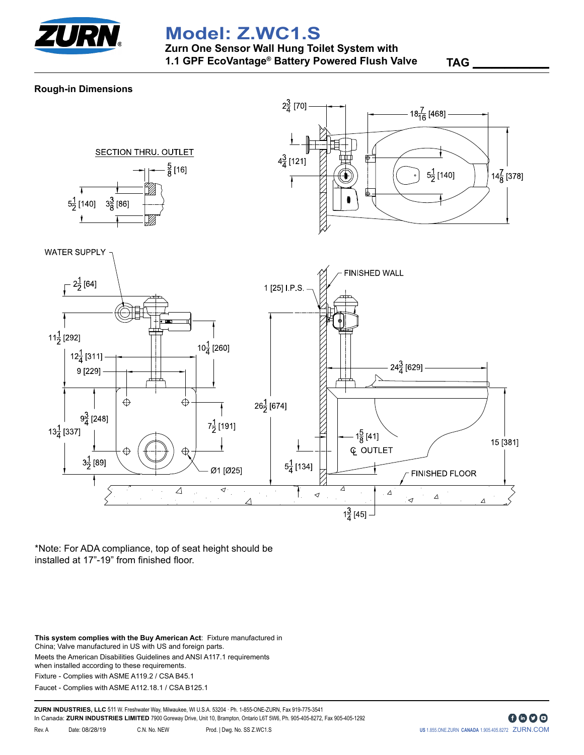# Model: Z.WC1.S

**Zurn One Sensor Wall Hung Toilet System with 1.1 GPF EcoVantage® Battery Powered Flush Valve**

TAG ____________

## Rough-in Dimensions

SECTION THRU. OUTLET

5/8 [16]

5 1/2 [140]

3 3/8 [86]

2 3/4 [70]

18 7/16 [468]

4 3/4 [121]

5 1/2 [140]

14 7/8 [378]

WATER SUPPLY

2 1/2 [64]

11 1/2 [292]

12 1/4 [311]

9 [229]

10 1/4 [260]

9 3/4 [248]

13 1/4 [337]

7 1/2 [191]

3 1/2 [89]

Ø1 [Ø25]

FINISHED WALL

1 [25] I.P.S.

26 1/2 [674]

24 3/4 [629]

1 5/8 [41]

℄ OUTLET

15 [381]

5 1/4 [134]

FINISHED FLOOR

1 3/4 [45]

*Note: For ADA compliance, top of seat height should be installed at 17"-19" from finished floor.

**This system complies with the Buy American Act**: Fixture manufactured in China; Valve manufactured in US with US and foreign parts.

Meets the American Disabilities Guidelines and ANSI A117.1 requirements when installed according to these requirements.

Fixture - Complies with ASME A119.2 / CSA B45.1

Faucet - Complies with ASME A112.18.1 / CSA B125.1

**ZURN INDUSTRIES, LLC** 511 W. Freshwater Way, Milwaukee, WI U.S.A. 53204 · Ph. 1-855-ONE-ZURN, Fax 919-775-3541
In Canada: **ZURN INDUSTRIES LIMITED** 7900 Goreway Drive, Unit 10, Brampton, Ontario L6T 5W6, Ph. 905-405-8272, Fax 905-405-1292

Rev. A Date: 08/28/19 C.N. No. NEW Prod. | Dwg. No. SS Z.WC1.S

US 1.855.ONE.ZURN CANADA 1.905.405.8272 ZURN.COM